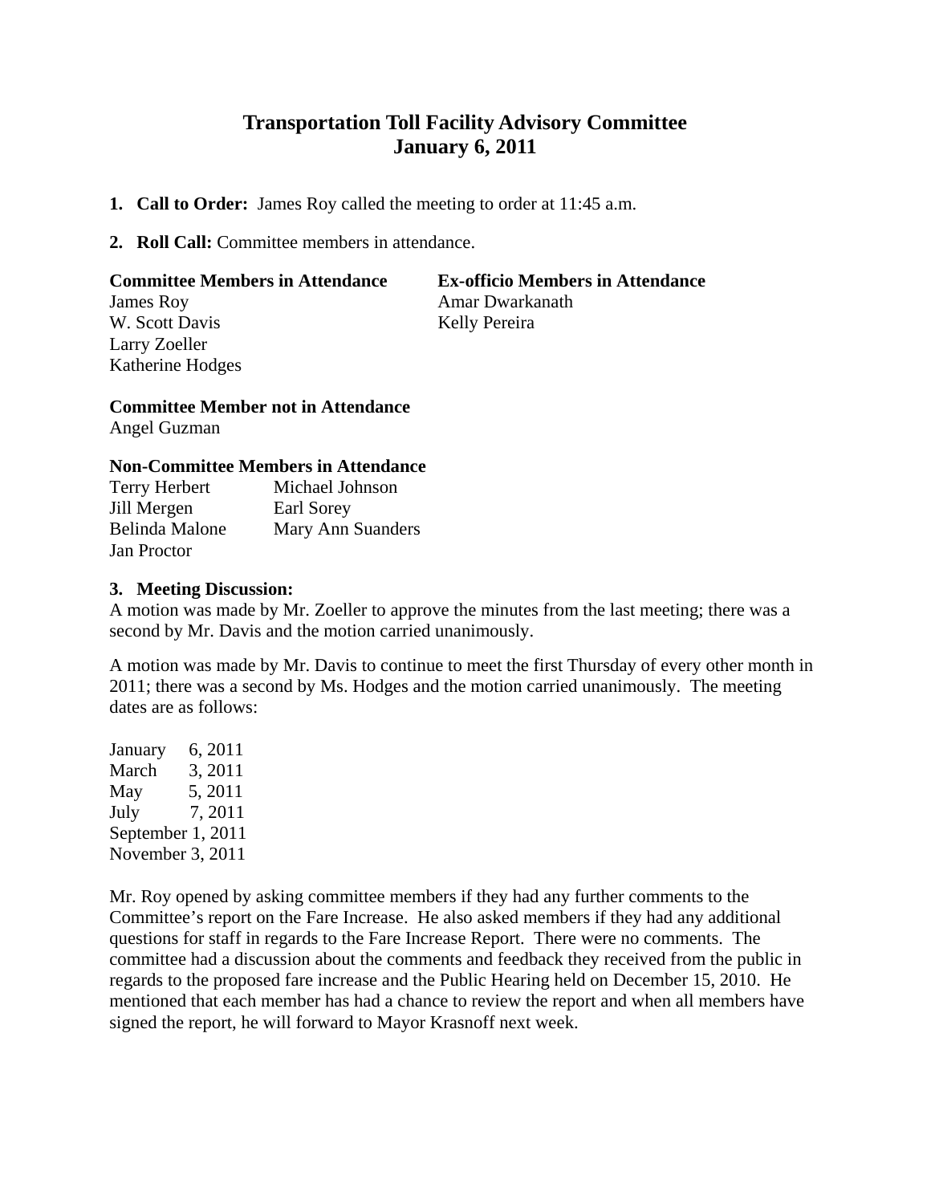# Transportation Toll Facility Advisory Committee
## January 6, 2011

1. **Call to Order:** James Roy called the meeting to order at 11:45 a.m.

2. **Roll Call:** Committee members in attendance.

**Committee Members in Attendance**
James Roy
W. Scott Davis
Larry Zoeller
Katherine Hodges

**Ex-officio Members in Attendance**
Amar Dwarkanath
Kelly Pereira

**Committee Member not in Attendance**
Angel Guzman

**Non-Committee Members in Attendance**

| | |
|---|---|
| Terry Herbert | Michael Johnson |
| Jill Mergen | Earl Sorey |
| Belinda Malone | Mary Ann Suanders |
| Jan Proctor | |

3. **Meeting Discussion:**

A motion was made by Mr. Zoeller to approve the minutes from the last meeting; there was a second by Mr. Davis and the motion carried unanimously.

A motion was made by Mr. Davis to continue to meet the first Thursday of every other month in 2011; there was a second by Ms. Hodges and the motion carried unanimously. The meeting dates are as follows:

January 6, 2011
March 3, 2011
May 5, 2011
July 7, 2011
September 1, 2011
November 3, 2011

Mr. Roy opened by asking committee members if they had any further comments to the Committee's report on the Fare Increase. He also asked members if they had any additional questions for staff in regards to the Fare Increase Report. There were no comments. The committee had a discussion about the comments and feedback they received from the public in regards to the proposed fare increase and the Public Hearing held on December 15, 2010. He mentioned that each member has had a chance to review the report and when all members have signed the report, he will forward to Mayor Krasnoff next week.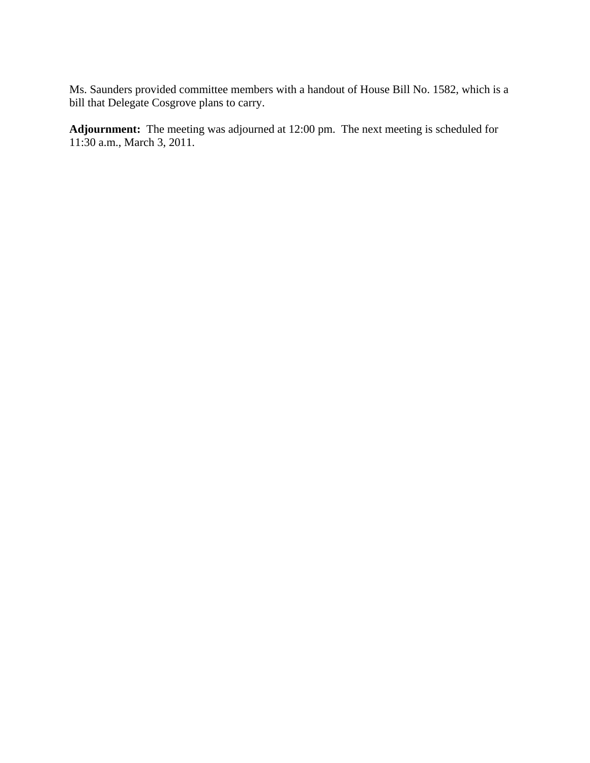Ms. Saunders provided committee members with a handout of House Bill No. 1582, which is a bill that Delegate Cosgrove plans to carry.

**Adjournment:** The meeting was adjourned at 12:00 pm. The next meeting is scheduled for 11:30 a.m., March 3, 2011.